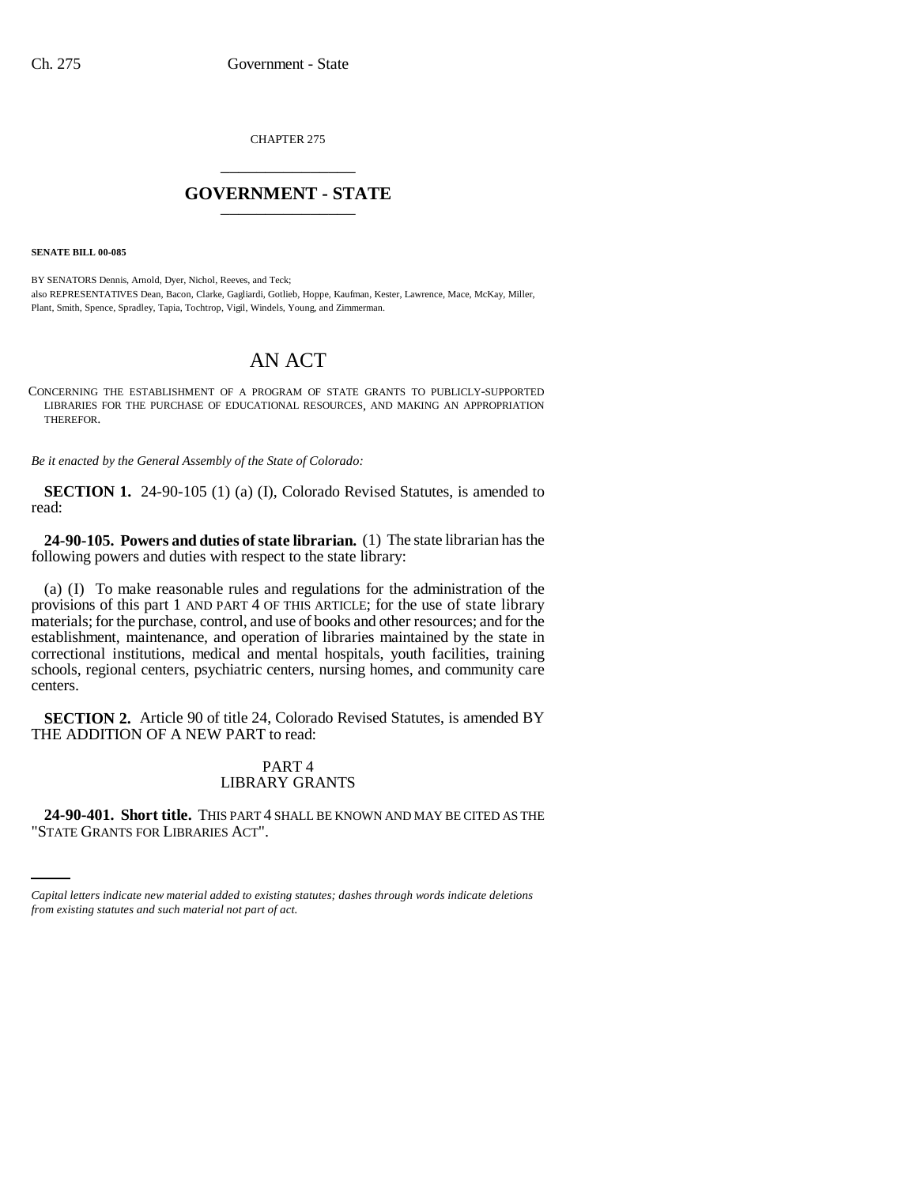CHAPTER 275

# GOVERNMENT - STATE

**SENATE BILL 00-085**

BY SENATORS Dennis, Arnold, Dyer, Nichol, Reeves, and Teck;
also REPRESENTATIVES Dean, Bacon, Clarke, Gagliardi, Gotlieb, Hoppe, Kaufman, Kester, Lawrence, Mace, McKay, Miller, Plant, Smith, Spence, Spradley, Tapia, Tochtrop, Vigil, Windels, Young, and Zimmerman.

## AN ACT

CONCERNING THE ESTABLISHMENT OF A PROGRAM OF STATE GRANTS TO PUBLICLY-SUPPORTED LIBRARIES FOR THE PURCHASE OF EDUCATIONAL RESOURCES, AND MAKING AN APPROPRIATION THEREFOR.

*Be it enacted by the General Assembly of the State of Colorado:*

**SECTION 1.** 24-90-105 (1) (a) (I), Colorado Revised Statutes, is amended to read:

**24-90-105. Powers and duties of state librarian.** (1) The state librarian has the following powers and duties with respect to the state library:

(a) (I) To make reasonable rules and regulations for the administration of the provisions of this part 1 AND PART 4 OF THIS ARTICLE; for the use of state library materials; for the purchase, control, and use of books and other resources; and for the establishment, maintenance, and operation of libraries maintained by the state in correctional institutions, medical and mental hospitals, youth facilities, training schools, regional centers, psychiatric centers, nursing homes, and community care centers.

**SECTION 2.** Article 90 of title 24, Colorado Revised Statutes, is amended BY THE ADDITION OF A NEW PART to read:

PART 4
LIBRARY GRANTS

**24-90-401. Short title.** THIS PART 4 SHALL BE KNOWN AND MAY BE CITED AS THE "STATE GRANTS FOR LIBRARIES ACT".

*Capital letters indicate new material added to existing statutes; dashes through words indicate deletions from existing statutes and such material not part of act.*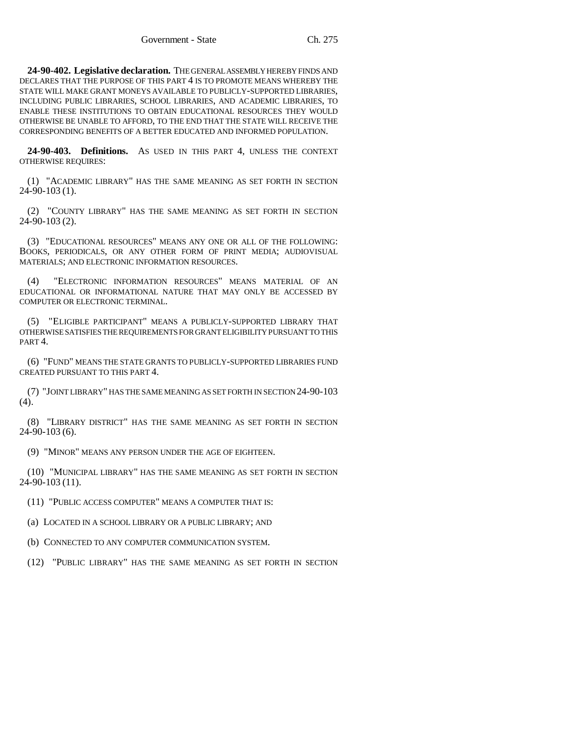**24-90-402. Legislative declaration.** THE GENERAL ASSEMBLY HEREBY FINDS AND DECLARES THAT THE PURPOSE OF THIS PART 4 IS TO PROMOTE MEANS WHEREBY THE STATE WILL MAKE GRANT MONEYS AVAILABLE TO PUBLICLY-SUPPORTED LIBRARIES, INCLUDING PUBLIC LIBRARIES, SCHOOL LIBRARIES, AND ACADEMIC LIBRARIES, TO ENABLE THESE INSTITUTIONS TO OBTAIN EDUCATIONAL RESOURCES THEY WOULD OTHERWISE BE UNABLE TO AFFORD, TO THE END THAT THE STATE WILL RECEIVE THE CORRESPONDING BENEFITS OF A BETTER EDUCATED AND INFORMED POPULATION.

**24-90-403. Definitions.** AS USED IN THIS PART 4, UNLESS THE CONTEXT OTHERWISE REQUIRES:

(1) "ACADEMIC LIBRARY" HAS THE SAME MEANING AS SET FORTH IN SECTION 24-90-103 (1).

(2) "COUNTY LIBRARY" HAS THE SAME MEANING AS SET FORTH IN SECTION 24-90-103 (2).

(3) "EDUCATIONAL RESOURCES" MEANS ANY ONE OR ALL OF THE FOLLOWING: BOOKS, PERIODICALS, OR ANY OTHER FORM OF PRINT MEDIA; AUDIOVISUAL MATERIALS; AND ELECTRONIC INFORMATION RESOURCES.

(4) "ELECTRONIC INFORMATION RESOURCES" MEANS MATERIAL OF AN EDUCATIONAL OR INFORMATIONAL NATURE THAT MAY ONLY BE ACCESSED BY COMPUTER OR ELECTRONIC TERMINAL.

(5) "ELIGIBLE PARTICIPANT" MEANS A PUBLICLY-SUPPORTED LIBRARY THAT OTHERWISE SATISFIES THE REQUIREMENTS FOR GRANT ELIGIBILITY PURSUANT TO THIS PART 4.

(6) "FUND" MEANS THE STATE GRANTS TO PUBLICLY-SUPPORTED LIBRARIES FUND CREATED PURSUANT TO THIS PART 4.

(7) "JOINT LIBRARY" HAS THE SAME MEANING AS SET FORTH IN SECTION 24-90-103 (4).

(8) "LIBRARY DISTRICT" HAS THE SAME MEANING AS SET FORTH IN SECTION 24-90-103 (6).

(9) "MINOR" MEANS ANY PERSON UNDER THE AGE OF EIGHTEEN.

(10) "MUNICIPAL LIBRARY" HAS THE SAME MEANING AS SET FORTH IN SECTION 24-90-103 (11).

(11) "PUBLIC ACCESS COMPUTER" MEANS A COMPUTER THAT IS:

(a) LOCATED IN A SCHOOL LIBRARY OR A PUBLIC LIBRARY; AND

(b) CONNECTED TO ANY COMPUTER COMMUNICATION SYSTEM.

(12) "PUBLIC LIBRARY" HAS THE SAME MEANING AS SET FORTH IN SECTION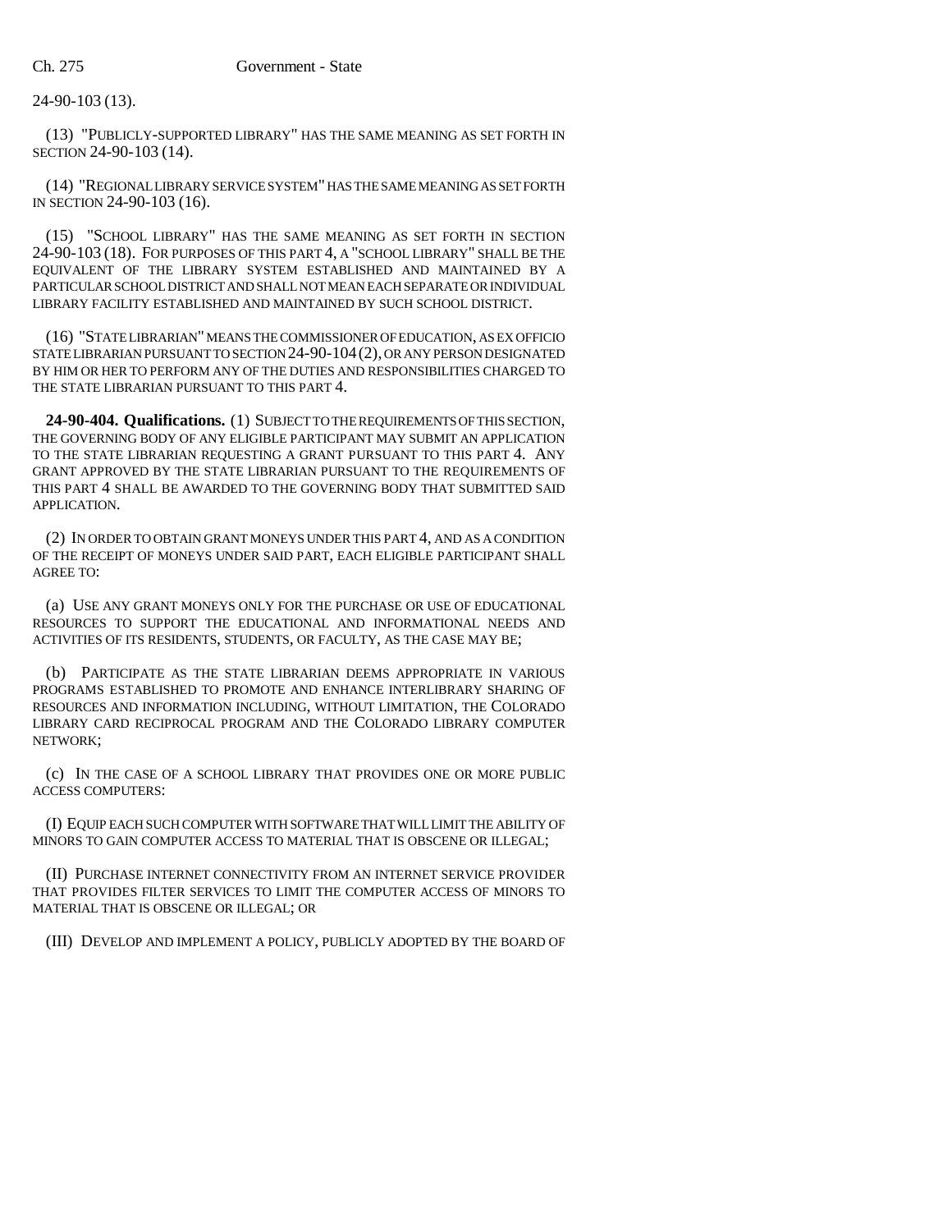24-90-103 (13).

(13) "PUBLICLY-SUPPORTED LIBRARY" HAS THE SAME MEANING AS SET FORTH IN SECTION 24-90-103 (14).

(14) "REGIONAL LIBRARY SERVICE SYSTEM" HAS THE SAME MEANING AS SET FORTH IN SECTION 24-90-103 (16).

(15) "SCHOOL LIBRARY" HAS THE SAME MEANING AS SET FORTH IN SECTION 24-90-103 (18). FOR PURPOSES OF THIS PART 4, A "SCHOOL LIBRARY" SHALL BE THE EQUIVALENT OF THE LIBRARY SYSTEM ESTABLISHED AND MAINTAINED BY A PARTICULAR SCHOOL DISTRICT AND SHALL NOT MEAN EACH SEPARATE OR INDIVIDUAL LIBRARY FACILITY ESTABLISHED AND MAINTAINED BY SUCH SCHOOL DISTRICT.

(16) "STATE LIBRARIAN" MEANS THE COMMISSIONER OF EDUCATION, AS EX OFFICIO STATE LIBRARIAN PURSUANT TO SECTION 24-90-104 (2), OR ANY PERSON DESIGNATED BY HIM OR HER TO PERFORM ANY OF THE DUTIES AND RESPONSIBILITIES CHARGED TO THE STATE LIBRARIAN PURSUANT TO THIS PART 4.

**24-90-404. Qualifications.** (1) SUBJECT TO THE REQUIREMENTS OF THIS SECTION, THE GOVERNING BODY OF ANY ELIGIBLE PARTICIPANT MAY SUBMIT AN APPLICATION TO THE STATE LIBRARIAN REQUESTING A GRANT PURSUANT TO THIS PART 4. ANY GRANT APPROVED BY THE STATE LIBRARIAN PURSUANT TO THE REQUIREMENTS OF THIS PART 4 SHALL BE AWARDED TO THE GOVERNING BODY THAT SUBMITTED SAID APPLICATION.

(2) IN ORDER TO OBTAIN GRANT MONEYS UNDER THIS PART 4, AND AS A CONDITION OF THE RECEIPT OF MONEYS UNDER SAID PART, EACH ELIGIBLE PARTICIPANT SHALL AGREE TO:

(a) USE ANY GRANT MONEYS ONLY FOR THE PURCHASE OR USE OF EDUCATIONAL RESOURCES TO SUPPORT THE EDUCATIONAL AND INFORMATIONAL NEEDS AND ACTIVITIES OF ITS RESIDENTS, STUDENTS, OR FACULTY, AS THE CASE MAY BE;

(b) PARTICIPATE AS THE STATE LIBRARIAN DEEMS APPROPRIATE IN VARIOUS PROGRAMS ESTABLISHED TO PROMOTE AND ENHANCE INTERLIBRARY SHARING OF RESOURCES AND INFORMATION INCLUDING, WITHOUT LIMITATION, THE COLORADO LIBRARY CARD RECIPROCAL PROGRAM AND THE COLORADO LIBRARY COMPUTER NETWORK;

(c) IN THE CASE OF A SCHOOL LIBRARY THAT PROVIDES ONE OR MORE PUBLIC ACCESS COMPUTERS:

(I) EQUIP EACH SUCH COMPUTER WITH SOFTWARE THAT WILL LIMIT THE ABILITY OF MINORS TO GAIN COMPUTER ACCESS TO MATERIAL THAT IS OBSCENE OR ILLEGAL;

(II) PURCHASE INTERNET CONNECTIVITY FROM AN INTERNET SERVICE PROVIDER THAT PROVIDES FILTER SERVICES TO LIMIT THE COMPUTER ACCESS OF MINORS TO MATERIAL THAT IS OBSCENE OR ILLEGAL; OR

(III) DEVELOP AND IMPLEMENT A POLICY, PUBLICLY ADOPTED BY THE BOARD OF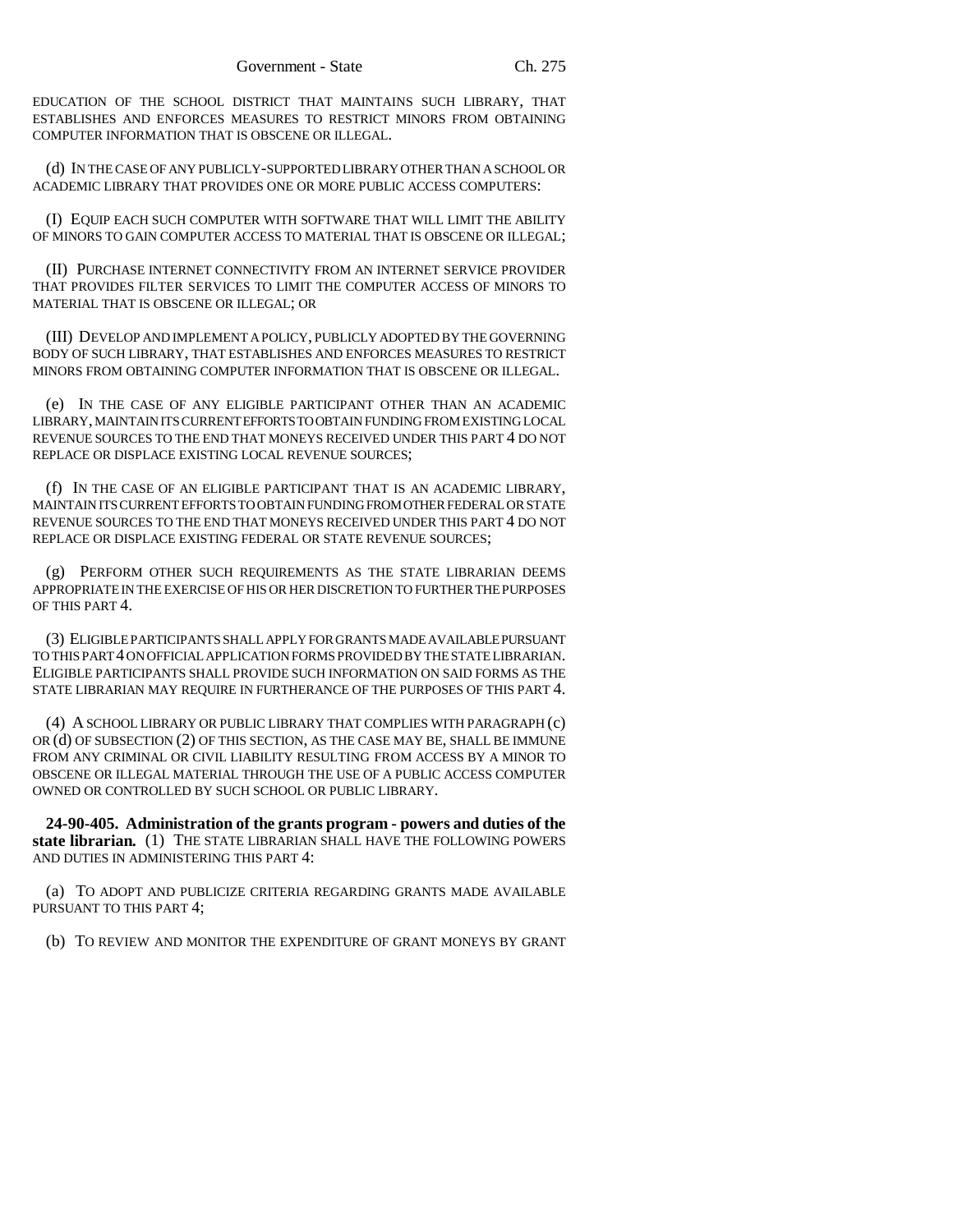EDUCATION OF THE SCHOOL DISTRICT THAT MAINTAINS SUCH LIBRARY, THAT ESTABLISHES AND ENFORCES MEASURES TO RESTRICT MINORS FROM OBTAINING COMPUTER INFORMATION THAT IS OBSCENE OR ILLEGAL.

(d) IN THE CASE OF ANY PUBLICLY-SUPPORTED LIBRARY OTHER THAN A SCHOOL OR ACADEMIC LIBRARY THAT PROVIDES ONE OR MORE PUBLIC ACCESS COMPUTERS:

(I) EQUIP EACH SUCH COMPUTER WITH SOFTWARE THAT WILL LIMIT THE ABILITY OF MINORS TO GAIN COMPUTER ACCESS TO MATERIAL THAT IS OBSCENE OR ILLEGAL;

(II) PURCHASE INTERNET CONNECTIVITY FROM AN INTERNET SERVICE PROVIDER THAT PROVIDES FILTER SERVICES TO LIMIT THE COMPUTER ACCESS OF MINORS TO MATERIAL THAT IS OBSCENE OR ILLEGAL; OR

(III) DEVELOP AND IMPLEMENT A POLICY, PUBLICLY ADOPTED BY THE GOVERNING BODY OF SUCH LIBRARY, THAT ESTABLISHES AND ENFORCES MEASURES TO RESTRICT MINORS FROM OBTAINING COMPUTER INFORMATION THAT IS OBSCENE OR ILLEGAL.

(e) IN THE CASE OF ANY ELIGIBLE PARTICIPANT OTHER THAN AN ACADEMIC LIBRARY, MAINTAIN ITS CURRENT EFFORTS TO OBTAIN FUNDING FROM EXISTING LOCAL REVENUE SOURCES TO THE END THAT MONEYS RECEIVED UNDER THIS PART 4 DO NOT REPLACE OR DISPLACE EXISTING LOCAL REVENUE SOURCES;

(f) IN THE CASE OF AN ELIGIBLE PARTICIPANT THAT IS AN ACADEMIC LIBRARY, MAINTAIN ITS CURRENT EFFORTS TO OBTAIN FUNDING FROM OTHER FEDERAL OR STATE REVENUE SOURCES TO THE END THAT MONEYS RECEIVED UNDER THIS PART 4 DO NOT REPLACE OR DISPLACE EXISTING FEDERAL OR STATE REVENUE SOURCES;

(g) PERFORM OTHER SUCH REQUIREMENTS AS THE STATE LIBRARIAN DEEMS APPROPRIATE IN THE EXERCISE OF HIS OR HER DISCRETION TO FURTHER THE PURPOSES OF THIS PART 4.

(3) ELIGIBLE PARTICIPANTS SHALL APPLY FOR GRANTS MADE AVAILABLE PURSUANT TO THIS PART 4 ON OFFICIAL APPLICATION FORMS PROVIDED BY THE STATE LIBRARIAN. ELIGIBLE PARTICIPANTS SHALL PROVIDE SUCH INFORMATION ON SAID FORMS AS THE STATE LIBRARIAN MAY REQUIRE IN FURTHERANCE OF THE PURPOSES OF THIS PART 4.

(4) A SCHOOL LIBRARY OR PUBLIC LIBRARY THAT COMPLIES WITH PARAGRAPH (c) OR (d) OF SUBSECTION (2) OF THIS SECTION, AS THE CASE MAY BE, SHALL BE IMMUNE FROM ANY CRIMINAL OR CIVIL LIABILITY RESULTING FROM ACCESS BY A MINOR TO OBSCENE OR ILLEGAL MATERIAL THROUGH THE USE OF A PUBLIC ACCESS COMPUTER OWNED OR CONTROLLED BY SUCH SCHOOL OR PUBLIC LIBRARY.

**24-90-405. Administration of the grants program - powers and duties of the state librarian.** (1) THE STATE LIBRARIAN SHALL HAVE THE FOLLOWING POWERS AND DUTIES IN ADMINISTERING THIS PART 4:

(a) TO ADOPT AND PUBLICIZE CRITERIA REGARDING GRANTS MADE AVAILABLE PURSUANT TO THIS PART 4;

(b) TO REVIEW AND MONITOR THE EXPENDITURE OF GRANT MONEYS BY GRANT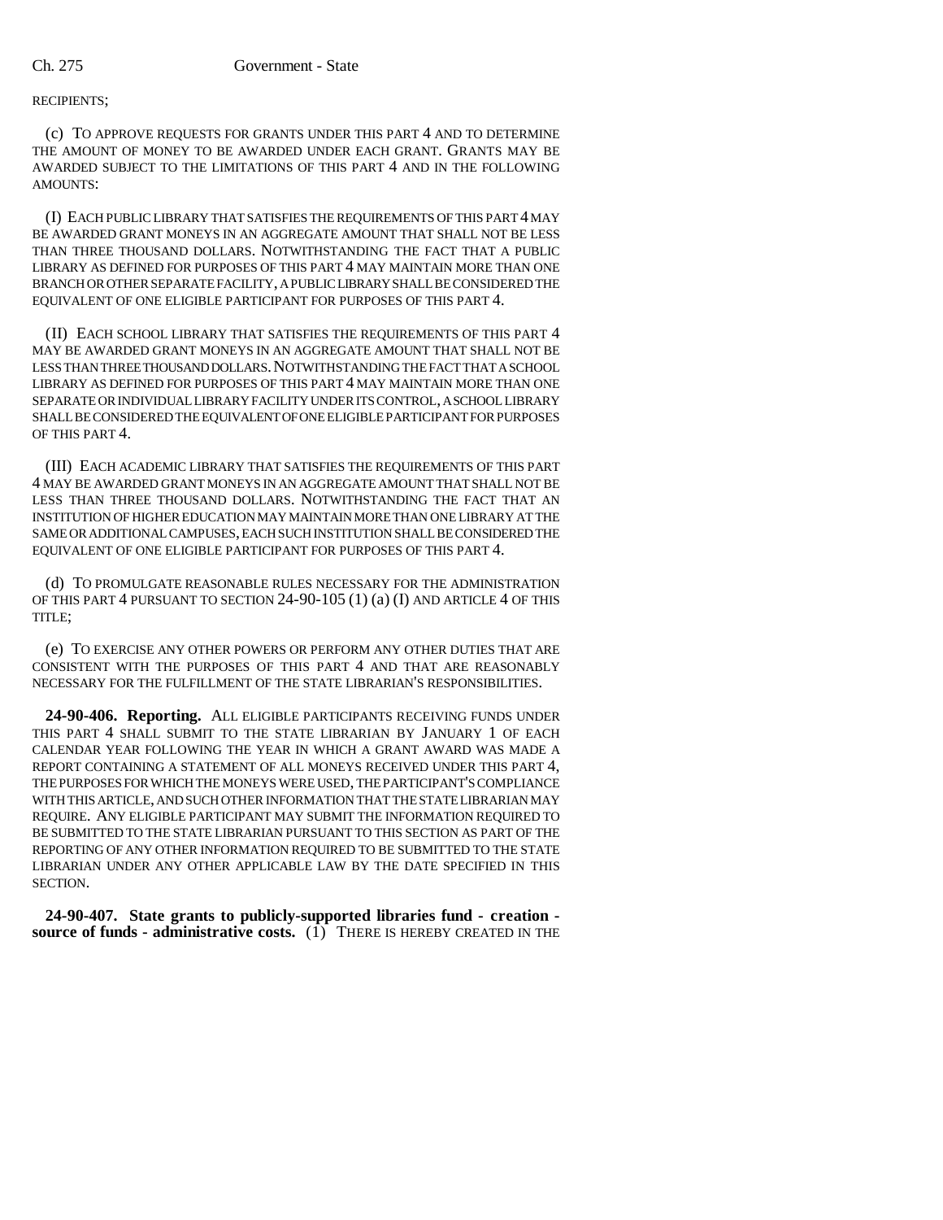RECIPIENTS;

(c) TO APPROVE REQUESTS FOR GRANTS UNDER THIS PART 4 AND TO DETERMINE THE AMOUNT OF MONEY TO BE AWARDED UNDER EACH GRANT. GRANTS MAY BE AWARDED SUBJECT TO THE LIMITATIONS OF THIS PART 4 AND IN THE FOLLOWING AMOUNTS:

(I) EACH PUBLIC LIBRARY THAT SATISFIES THE REQUIREMENTS OF THIS PART 4 MAY BE AWARDED GRANT MONEYS IN AN AGGREGATE AMOUNT THAT SHALL NOT BE LESS THAN THREE THOUSAND DOLLARS. NOTWITHSTANDING THE FACT THAT A PUBLIC LIBRARY AS DEFINED FOR PURPOSES OF THIS PART 4 MAY MAINTAIN MORE THAN ONE BRANCH OR OTHER SEPARATE FACILITY, A PUBLIC LIBRARY SHALL BE CONSIDERED THE EQUIVALENT OF ONE ELIGIBLE PARTICIPANT FOR PURPOSES OF THIS PART 4.

(II) EACH SCHOOL LIBRARY THAT SATISFIES THE REQUIREMENTS OF THIS PART 4 MAY BE AWARDED GRANT MONEYS IN AN AGGREGATE AMOUNT THAT SHALL NOT BE LESS THAN THREE THOUSAND DOLLARS. NOTWITHSTANDING THE FACT THAT A SCHOOL LIBRARY AS DEFINED FOR PURPOSES OF THIS PART 4 MAY MAINTAIN MORE THAN ONE SEPARATE OR INDIVIDUAL LIBRARY FACILITY UNDER ITS CONTROL, A SCHOOL LIBRARY SHALL BE CONSIDERED THE EQUIVALENT OF ONE ELIGIBLE PARTICIPANT FOR PURPOSES OF THIS PART 4.

(III) EACH ACADEMIC LIBRARY THAT SATISFIES THE REQUIREMENTS OF THIS PART 4 MAY BE AWARDED GRANT MONEYS IN AN AGGREGATE AMOUNT THAT SHALL NOT BE LESS THAN THREE THOUSAND DOLLARS. NOTWITHSTANDING THE FACT THAT AN INSTITUTION OF HIGHER EDUCATION MAY MAINTAIN MORE THAN ONE LIBRARY AT THE SAME OR ADDITIONAL CAMPUSES, EACH SUCH INSTITUTION SHALL BE CONSIDERED THE EQUIVALENT OF ONE ELIGIBLE PARTICIPANT FOR PURPOSES OF THIS PART 4.

(d) TO PROMULGATE REASONABLE RULES NECESSARY FOR THE ADMINISTRATION OF THIS PART 4 PURSUANT TO SECTION 24-90-105 (1) (a) (I) AND ARTICLE 4 OF THIS TITLE;

(e) TO EXERCISE ANY OTHER POWERS OR PERFORM ANY OTHER DUTIES THAT ARE CONSISTENT WITH THE PURPOSES OF THIS PART 4 AND THAT ARE REASONABLY NECESSARY FOR THE FULFILLMENT OF THE STATE LIBRARIAN'S RESPONSIBILITIES.

**24-90-406. Reporting.** ALL ELIGIBLE PARTICIPANTS RECEIVING FUNDS UNDER THIS PART 4 SHALL SUBMIT TO THE STATE LIBRARIAN BY JANUARY 1 OF EACH CALENDAR YEAR FOLLOWING THE YEAR IN WHICH A GRANT AWARD WAS MADE A REPORT CONTAINING A STATEMENT OF ALL MONEYS RECEIVED UNDER THIS PART 4, THE PURPOSES FOR WHICH THE MONEYS WERE USED, THE PARTICIPANT'S COMPLIANCE WITH THIS ARTICLE, AND SUCH OTHER INFORMATION THAT THE STATE LIBRARIAN MAY REQUIRE. ANY ELIGIBLE PARTICIPANT MAY SUBMIT THE INFORMATION REQUIRED TO BE SUBMITTED TO THE STATE LIBRARIAN PURSUANT TO THIS SECTION AS PART OF THE REPORTING OF ANY OTHER INFORMATION REQUIRED TO BE SUBMITTED TO THE STATE LIBRARIAN UNDER ANY OTHER APPLICABLE LAW BY THE DATE SPECIFIED IN THIS SECTION.

**24-90-407. State grants to publicly-supported libraries fund - creation - source of funds - administrative costs.** (1) THERE IS HEREBY CREATED IN THE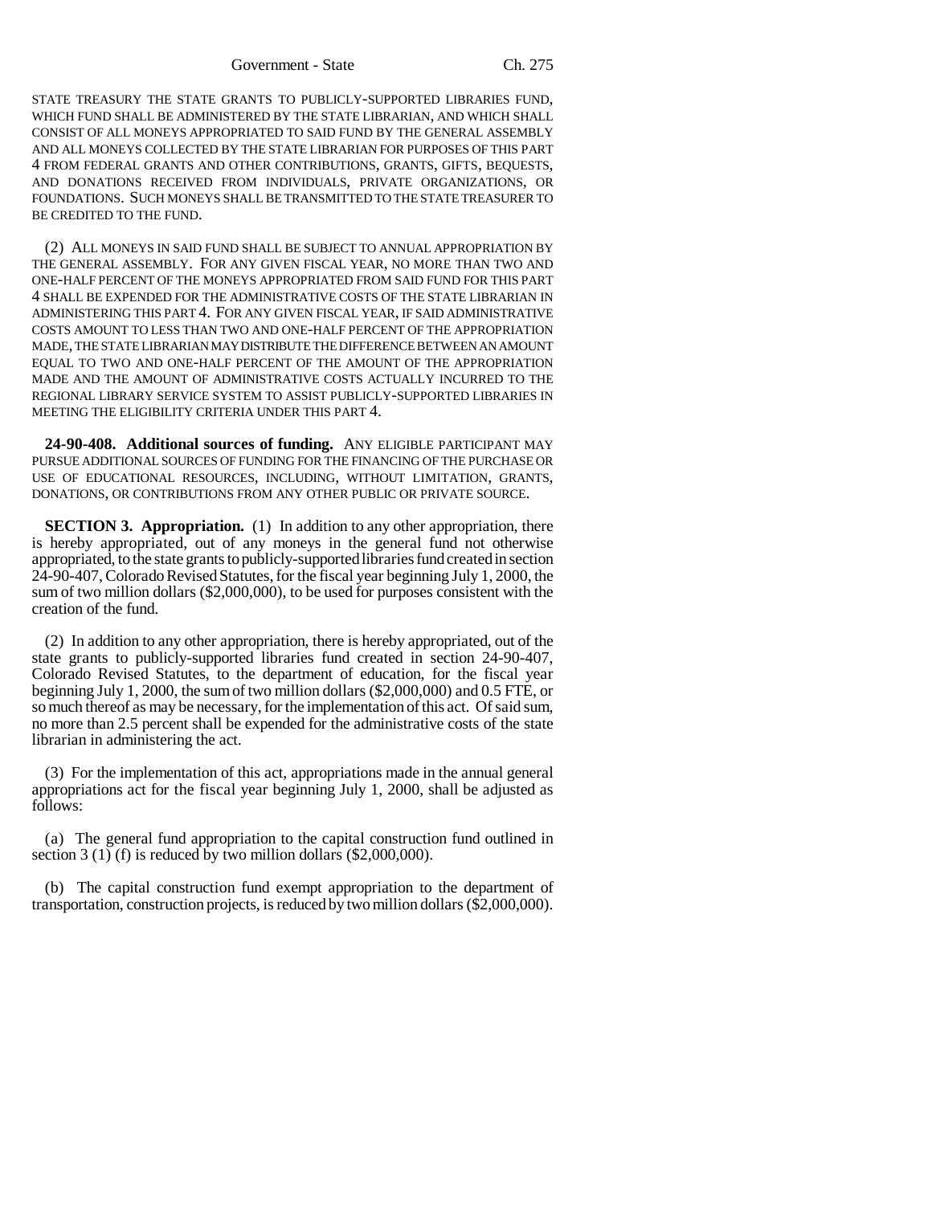STATE TREASURY THE STATE GRANTS TO PUBLICLY-SUPPORTED LIBRARIES FUND, WHICH FUND SHALL BE ADMINISTERED BY THE STATE LIBRARIAN, AND WHICH SHALL CONSIST OF ALL MONEYS APPROPRIATED TO SAID FUND BY THE GENERAL ASSEMBLY AND ALL MONEYS COLLECTED BY THE STATE LIBRARIAN FOR PURPOSES OF THIS PART 4 FROM FEDERAL GRANTS AND OTHER CONTRIBUTIONS, GRANTS, GIFTS, BEQUESTS, AND DONATIONS RECEIVED FROM INDIVIDUALS, PRIVATE ORGANIZATIONS, OR FOUNDATIONS. SUCH MONEYS SHALL BE TRANSMITTED TO THE STATE TREASURER TO BE CREDITED TO THE FUND.

(2) ALL MONEYS IN SAID FUND SHALL BE SUBJECT TO ANNUAL APPROPRIATION BY THE GENERAL ASSEMBLY. FOR ANY GIVEN FISCAL YEAR, NO MORE THAN TWO AND ONE-HALF PERCENT OF THE MONEYS APPROPRIATED FROM SAID FUND FOR THIS PART 4 SHALL BE EXPENDED FOR THE ADMINISTRATIVE COSTS OF THE STATE LIBRARIAN IN ADMINISTERING THIS PART 4. FOR ANY GIVEN FISCAL YEAR, IF SAID ADMINISTRATIVE COSTS AMOUNT TO LESS THAN TWO AND ONE-HALF PERCENT OF THE APPROPRIATION MADE, THE STATE LIBRARIAN MAY DISTRIBUTE THE DIFFERENCE BETWEEN AN AMOUNT EQUAL TO TWO AND ONE-HALF PERCENT OF THE AMOUNT OF THE APPROPRIATION MADE AND THE AMOUNT OF ADMINISTRATIVE COSTS ACTUALLY INCURRED TO THE REGIONAL LIBRARY SERVICE SYSTEM TO ASSIST PUBLICLY-SUPPORTED LIBRARIES IN MEETING THE ELIGIBILITY CRITERIA UNDER THIS PART 4.

**24-90-408. Additional sources of funding.** ANY ELIGIBLE PARTICIPANT MAY PURSUE ADDITIONAL SOURCES OF FUNDING FOR THE FINANCING OF THE PURCHASE OR USE OF EDUCATIONAL RESOURCES, INCLUDING, WITHOUT LIMITATION, GRANTS, DONATIONS, OR CONTRIBUTIONS FROM ANY OTHER PUBLIC OR PRIVATE SOURCE.

**SECTION 3. Appropriation.** (1) In addition to any other appropriation, there is hereby appropriated, out of any moneys in the general fund not otherwise appropriated, to the state grants to publicly-supported libraries fund created in section 24-90-407, Colorado Revised Statutes, for the fiscal year beginning July 1, 2000, the sum of two million dollars ($2,000,000), to be used for purposes consistent with the creation of the fund.

(2) In addition to any other appropriation, there is hereby appropriated, out of the state grants to publicly-supported libraries fund created in section 24-90-407, Colorado Revised Statutes, to the department of education, for the fiscal year beginning July 1, 2000, the sum of two million dollars ($2,000,000) and 0.5 FTE, or so much thereof as may be necessary, for the implementation of this act. Of said sum, no more than 2.5 percent shall be expended for the administrative costs of the state librarian in administering the act.

(3) For the implementation of this act, appropriations made in the annual general appropriations act for the fiscal year beginning July 1, 2000, shall be adjusted as follows:

(a) The general fund appropriation to the capital construction fund outlined in section 3 (1) (f) is reduced by two million dollars ($2,000,000).

(b) The capital construction fund exempt appropriation to the department of transportation, construction projects, is reduced by two million dollars ($2,000,000).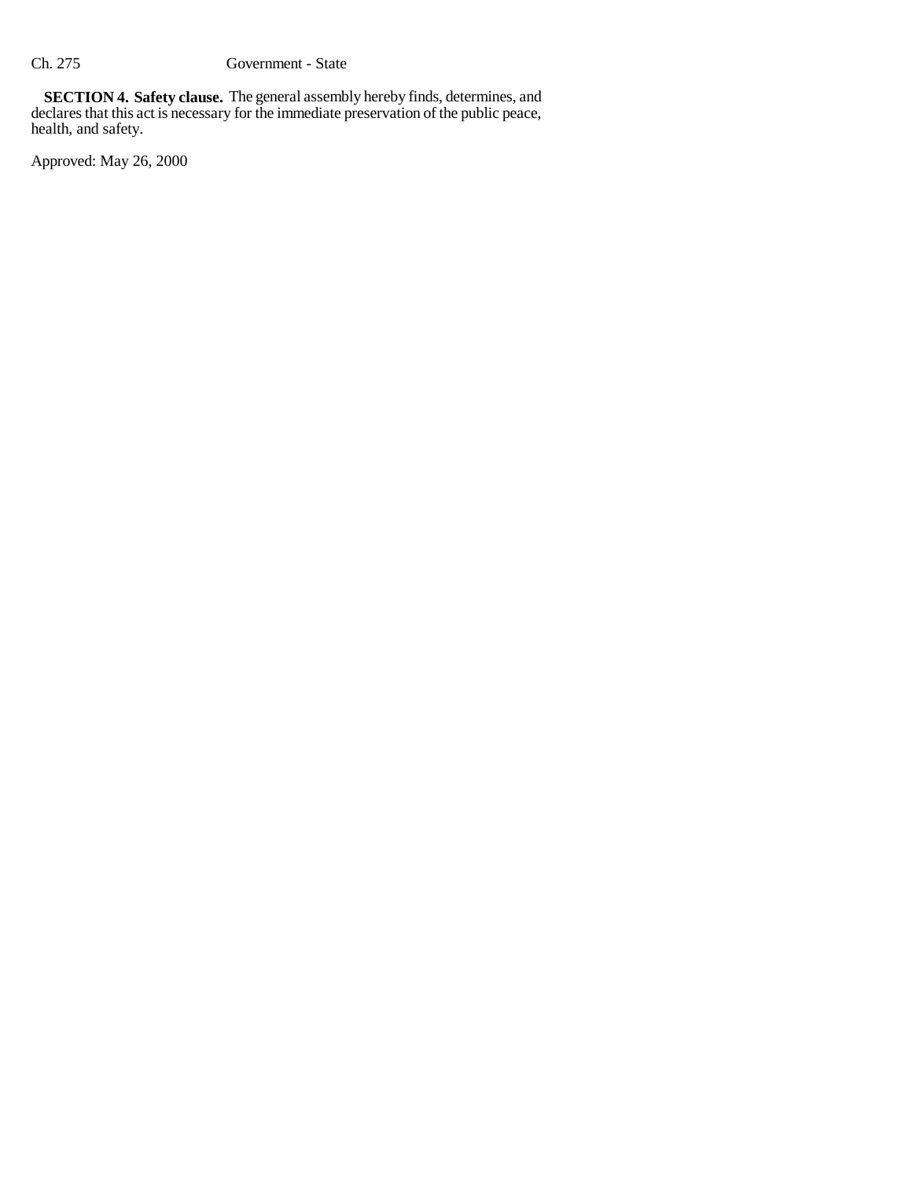**SECTION 4. Safety clause.** The general assembly hereby finds, determines, and declares that this act is necessary for the immediate preservation of the public peace, health, and safety.

Approved: May 26, 2000